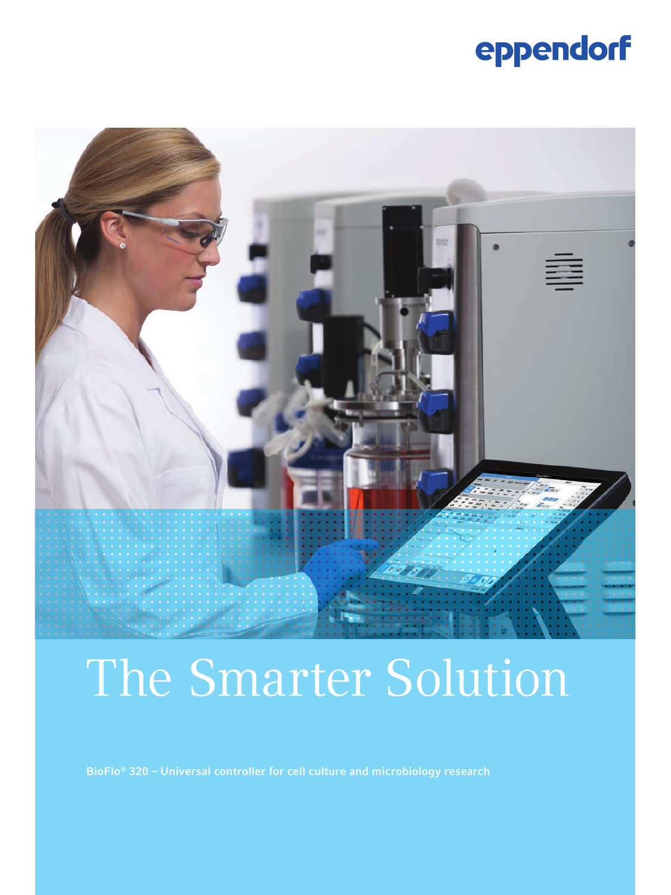eppendorf

# The Smarter Solution

**BioFlo® 320 – Universal controller for cell culture and microbiology research**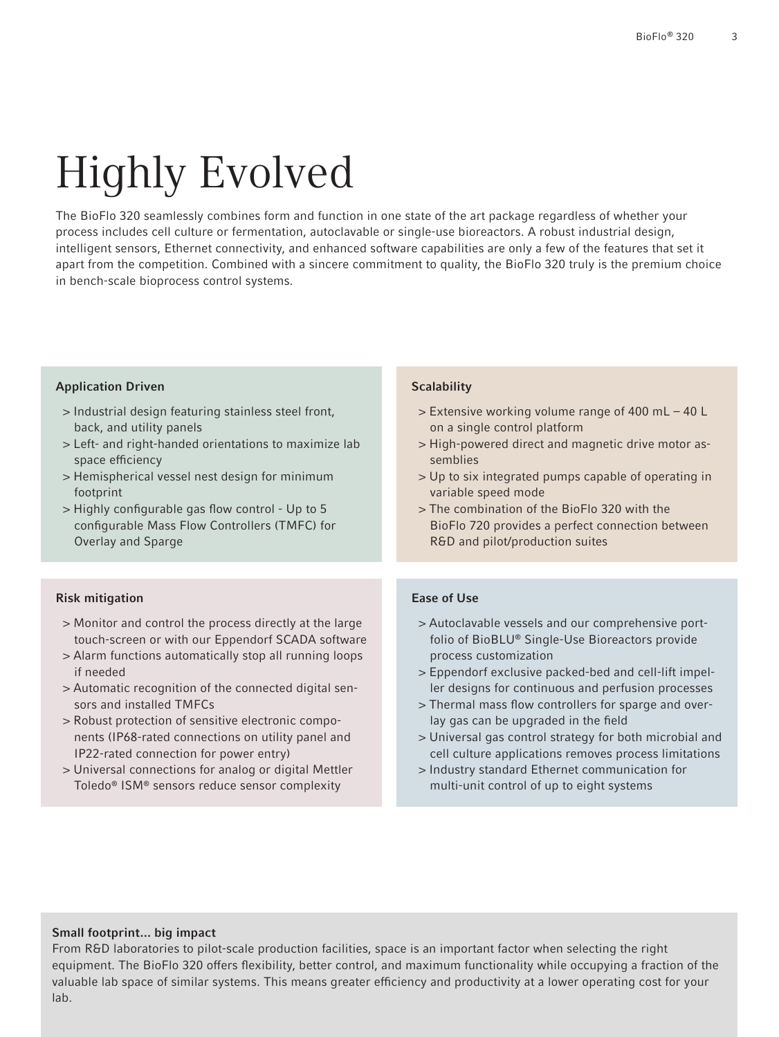# Highly Evolved

The BioFlo 320 seamlessly combines form and function in one state of the art package regardless of whether your process includes cell culture or fermentation, autoclavable or single-use bioreactors. A robust industrial design, intelligent sensors, Ethernet connectivity, and enhanced software capabilities are only a few of the features that set it apart from the competition. Combined with a sincere commitment to quality, the BioFlo 320 truly is the premium choice in bench-scale bioprocess control systems.

### Application Driven

- > Industrial design featuring stainless steel front, back, and utility panels
- > Left- and right-handed orientations to maximize lab space efficiency
- > Hemispherical vessel nest design for minimum footprint
- > Highly configurable gas flow control - Up to 5 configurable Mass Flow Controllers (TMFC) for Overlay and Sparge

### Scalability

- > Extensive working volume range of 400 mL – 40 L on a single control platform
- > High-powered direct and magnetic drive motor assemblies
- > Up to six integrated pumps capable of operating in variable speed mode
- > The combination of the BioFlo 320 with the BioFlo 720 provides a perfect connection between R&D and pilot/production suites

### Risk mitigation

- > Monitor and control the process directly at the large touch-screen or with our Eppendorf SCADA software
- > Alarm functions automatically stop all running loops if needed
- > Automatic recognition of the connected digital sensors and installed TMFCs
- > Robust protection of sensitive electronic components (IP68-rated connections on utility panel and IP22-rated connection for power entry)
- > Universal connections for analog or digital Mettler Toledo® ISM® sensors reduce sensor complexity

### Ease of Use

- > Autoclavable vessels and our comprehensive portfolio of BioBLU® Single-Use Bioreactors provide process customization
- > Eppendorf exclusive packed-bed and cell-lift impeller designs for continuous and perfusion processes
- > Thermal mass flow controllers for sparge and overlay gas can be upgraded in the field
- > Universal gas control strategy for both microbial and cell culture applications removes process limitations
- > Industry standard Ethernet communication for multi-unit control of up to eight systems

**Small footprint... big impact**

From R&D laboratories to pilot-scale production facilities, space is an important factor when selecting the right equipment. The BioFlo 320 offers flexibility, better control, and maximum functionality while occupying a fraction of the valuable lab space of similar systems. This means greater efficiency and productivity at a lower operating cost for your lab.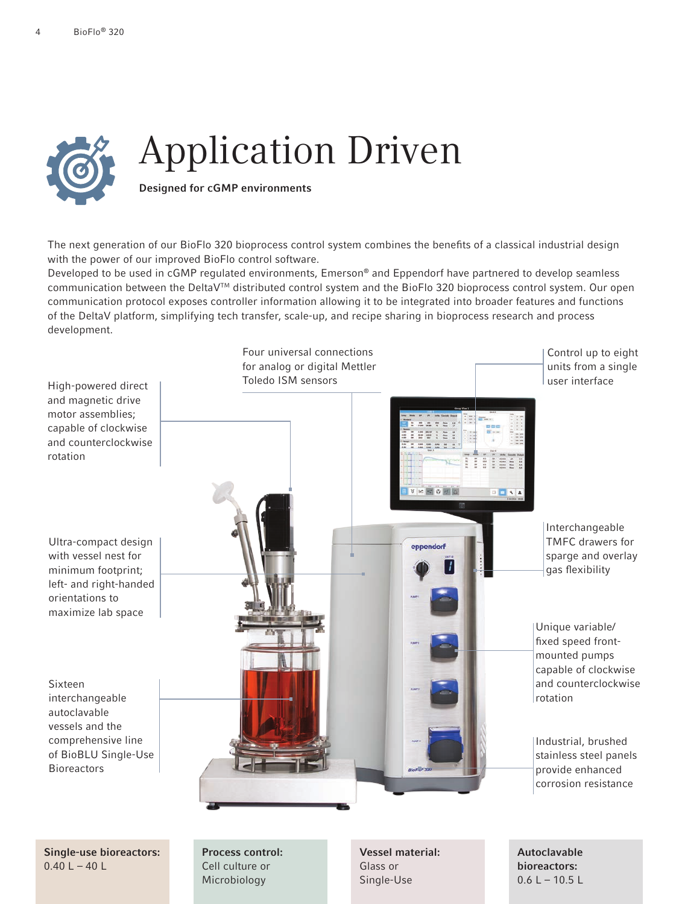# Application Driven

**Designed for cGMP environments**

The next generation of our BioFlo 320 bioprocess control system combines the benefits of a classical industrial design with the power of our improved BioFlo control software.
Developed to be used in cGMP regulated environments, Emerson® and Eppendorf have partnered to develop seamless communication between the DeltaV™ distributed control system and the BioFlo 320 bioprocess control system. Our open communication protocol exposes controller information allowing it to be integrated into broader features and functions of the DeltaV platform, simplifying tech transfer, scale-up, and recipe sharing in bioprocess research and process development.

High-powered direct and magnetic drive motor assemblies; capable of clockwise and counterclockwise rotation

Four universal connections for analog or digital Mettler Toledo ISM sensors

Control up to eight units from a single user interface

Ultra-compact design with vessel nest for minimum footprint; left- and right-handed orientations to maximize lab space

Interchangeable TMFC drawers for sparge and overlay gas flexibility

Unique variable/fixed speed front-mounted pumps capable of clockwise and counterclockwise rotation

Sixteen interchangeable autoclavable vessels and the comprehensive line of BioBLU Single-Use Bioreactors

Industrial, brushed stainless steel panels provide enhanced corrosion resistance

**Single-use bioreactors:**
0.40 L – 40 L

**Process control:**
Cell culture or Microbiology

**Vessel material:**
Glass or Single-Use

**Autoclavable bioreactors:**
0.6 L – 10.5 L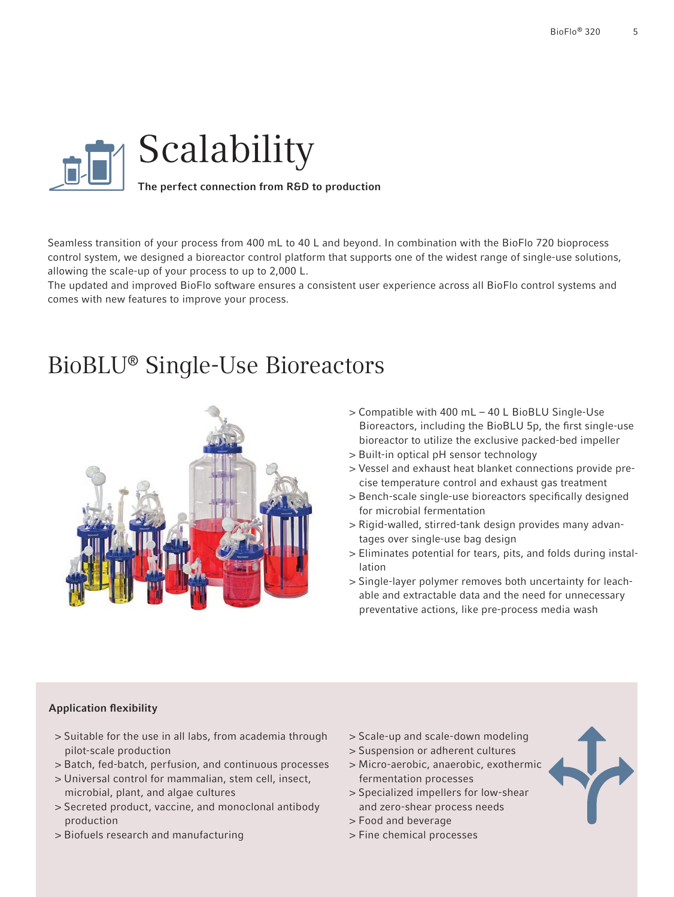# Scalability

**The perfect connection from R&D to production**

Seamless transition of your process from 400 mL to 40 L and beyond. In combination with the BioFlo 720 bioprocess control system, we designed a bioreactor control platform that supports one of the widest range of single-use solutions, allowing the scale-up of your process to up to 2,000 L.
The updated and improved BioFlo software ensures a consistent user experience across all BioFlo control systems and comes with new features to improve your process.

## BioBLU® Single-Use Bioreactors

- Compatible with 400 mL – 40 L BioBLU Single-Use Bioreactors, including the BioBLU 5p, the first single-use bioreactor to utilize the exclusive packed-bed impeller
- Built-in optical pH sensor technology
- Vessel and exhaust heat blanket connections provide precise temperature control and exhaust gas treatment
- Bench-scale single-use bioreactors specifically designed for microbial fermentation
- Rigid-walled, stirred-tank design provides many advantages over single-use bag design
- Eliminates potential for tears, pits, and folds during installation
- Single-layer polymer removes both uncertainty for leachable and extractable data and the need for unnecessary preventative actions, like pre-process media wash

**Application flexibility**

- Suitable for the use in all labs, from academia through pilot-scale production
- Batch, fed-batch, perfusion, and continuous processes
- Universal control for mammalian, stem cell, insect, microbial, plant, and algae cultures
- Secreted product, vaccine, and monoclonal antibody production
- Biofuels research and manufacturing
- Scale-up and scale-down modeling
- Suspension or adherent cultures
- Micro-aerobic, anaerobic, exothermic fermentation processes
- Specialized impellers for low-shear and zero-shear process needs
- Food and beverage
- Fine chemical processes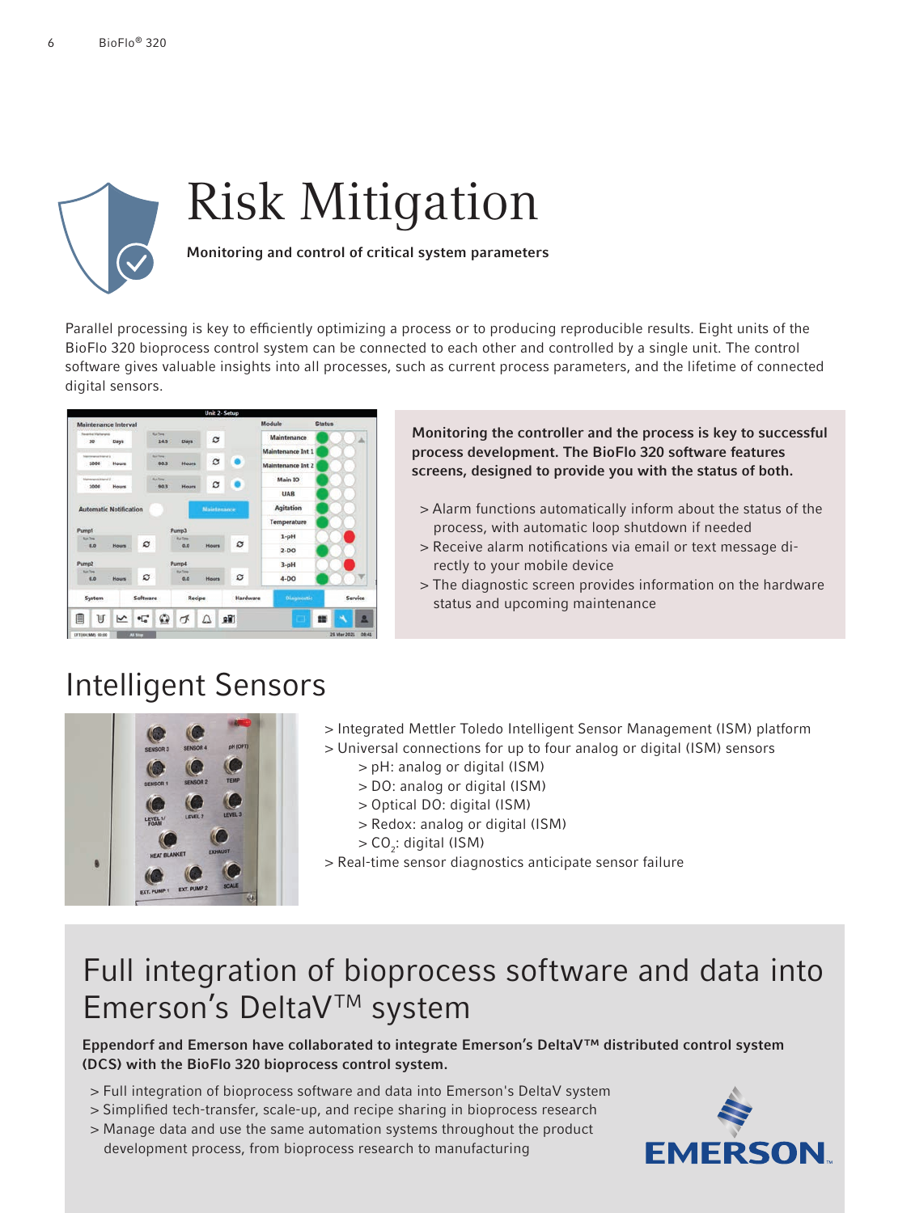# Risk Mitigation

**Monitoring and control of critical system parameters**

Parallel processing is key to efficiently optimizing a process or to producing reproducible results. Eight units of the BioFlo 320 bioprocess control system can be connected to each other and controlled by a single unit. The control software gives valuable insights into all processes, such as current process parameters, and the lifetime of connected digital sensors.

**Monitoring the controller and the process is key to successful process development. The BioFlo 320 software features screens, designed to provide you with the status of both.**

- Alarm functions automatically inform about the status of the process, with automatic loop shutdown if needed
- Receive alarm notifications via email or text message directly to your mobile device
- The diagnostic screen provides information on the hardware status and upcoming maintenance

## Intelligent Sensors

- Integrated Mettler Toledo Intelligent Sensor Management (ISM) platform
- Universal connections for up to four analog or digital (ISM) sensors
  - pH: analog or digital (ISM)
  - DO: analog or digital (ISM)
  - Optical DO: digital (ISM)
  - Redox: analog or digital (ISM)
  - $CO_2$: digital (ISM)
- Real-time sensor diagnostics anticipate sensor failure

## Full integration of bioprocess software and data into Emerson's DeltaV™ system

**Eppendorf and Emerson have collaborated to integrate Emerson's DeltaV™ distributed control system (DCS) with the BioFlo 320 bioprocess control system.**

- Full integration of bioprocess software and data into Emerson's DeltaV system
- Simplified tech-transfer, scale-up, and recipe sharing in bioprocess research
- Manage data and use the same automation systems throughout the product development process, from bioprocess research to manufacturing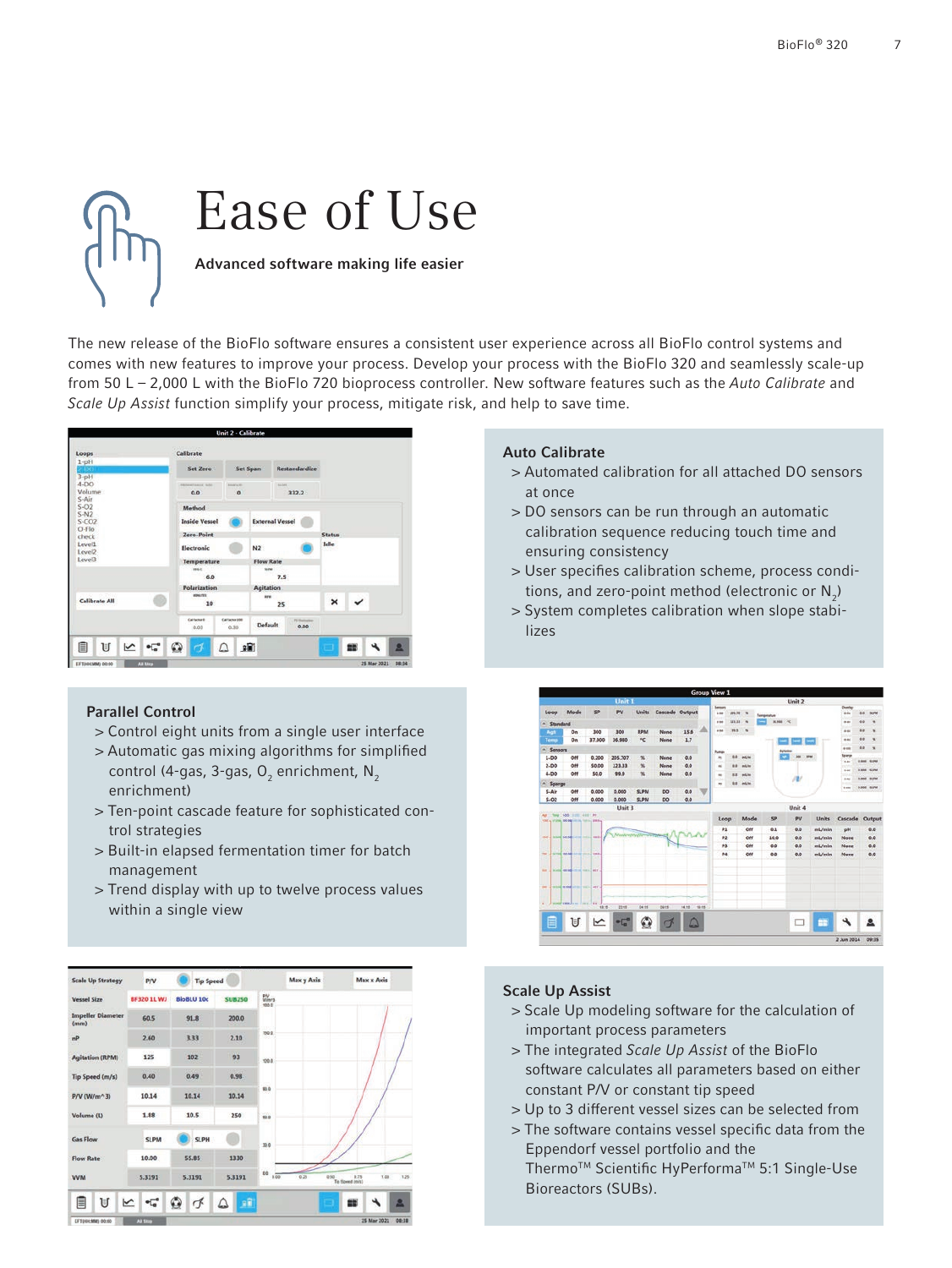# Ease of Use

**Advanced software making life easier**

The new release of the BioFlo software ensures a consistent user experience across all BioFlo control systems and comes with new features to improve your process. Develop your process with the BioFlo 320 and seamlessly scale-up from 50 L – 2,000 L with the BioFlo 720 bioprocess controller. New software features such as the *Auto Calibrate* and *Scale Up Assist* function simplify your process, mitigate risk, and help to save time.

### Auto Calibrate

> Automated calibration for all attached DO sensors at once

> DO sensors can be run through an automatic calibration sequence reducing touch time and ensuring consistency

> User specifies calibration scheme, process conditions, and zero-point method (electronic or $N_2$)

> System completes calibration when slope stabilizes

### Parallel Control

> Control eight units from a single user interface

> Automated gas mixing algorithms for simplified control (4-gas, 3-gas, $O_2$ enrichment, $N_2$ enrichment)

> Ten-point cascade feature for sophisticated control strategies

> Built-in elapsed fermentation timer for batch management

> Trend display with up to twelve process values within a single view

### Scale Up Assist

> Scale Up modeling software for the calculation of important process parameters

> The integrated *Scale Up Assist* of the BioFlo software calculates all parameters based on either constant P/V or constant tip speed

> Up to 3 different vessel sizes can be selected from

> The software contains vessel specific data from the Eppendorf vessel portfolio and the Thermo™ Scientific HyPerforma™ 5:1 Single-Use Bioreactors (SUBs).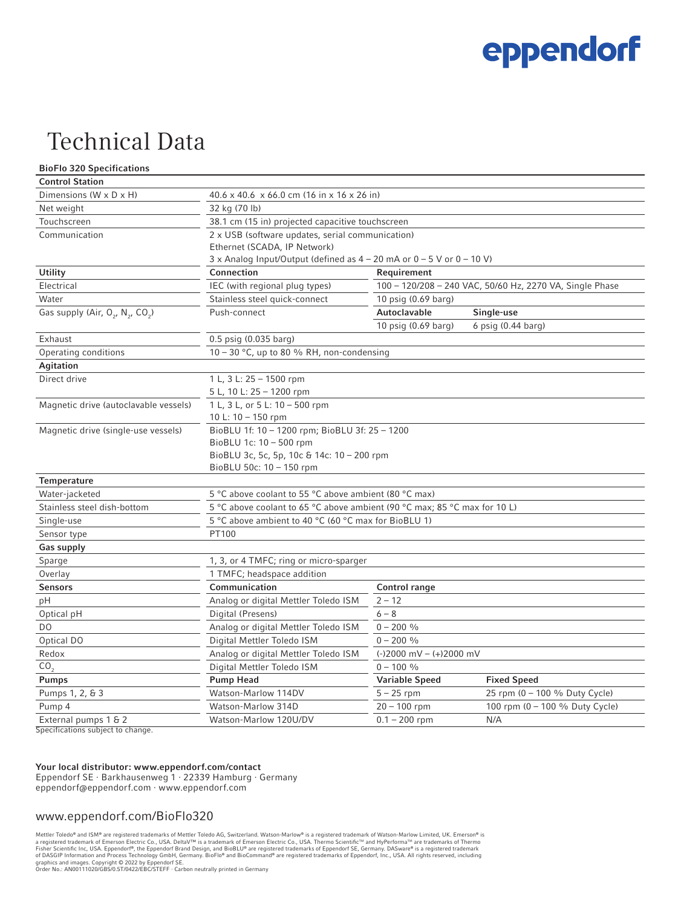# Technical Data

**BioFlo 320 Specifications**

| | | | |
|---|---|---|---|
| **Control Station** | | | |
| Dimensions (W x D x H) | 40.6 x 40.6 x 66.0 cm (16 in x 16 x 26 in) | | |
| Net weight | 32 kg (70 lb) | | |
| Touchscreen | 38.1 cm (15 in) projected capacitive touchscreen | | |
| Communication | 2 x USB (software updates, serial communication)<br>Ethernet (SCADA, IP Network)<br>3 x Analog Input/Output (defined as 4 – 20 mA or 0 – 5 V or 0 – 10 V) | | |
| **Utility** | **Connection** | **Requirement** | |
| Electrical | IEC (with regional plug types) | 100 – 120/208 – 240 VAC, 50/60 Hz, 2270 VA, Single Phase | |
| Water | Stainless steel quick-connect | 10 psig (0.69 barg) | |
| Gas supply (Air, $O_2$, $N_2$, $CO_2$) | Push-connect | **Autoclavable** | **Single-use** |
| | | 10 psig (0.69 barg) | 6 psig (0.44 barg) |
| Exhaust | 0.5 psig (0.035 barg) | | |
| Operating conditions | 10 – 30 °C, up to 80 % RH, non-condensing | | |
| **Agitation** | | | |
| Direct drive | 1 L, 3 L: 25 – 1500 rpm<br>5 L, 10 L: 25 – 1200 rpm | | |
| Magnetic drive (autoclavable vessels) | 1 L, 3 L, or 5 L: 10 – 500 rpm<br>10 L: 10 – 150 rpm | | |
| Magnetic drive (single-use vessels) | BioBLU 1f: 10 – 1200 rpm; BioBLU 3f: 25 – 1200<br>BioBLU 1c: 10 – 500 rpm<br>BioBLU 3c, 5c, 5p, 10c & 14c: 10 – 200 rpm<br>BioBLU 50c: 10 – 150 rpm | | |
| **Temperature** | | | |
| Water-jacketed | 5 °C above coolant to 55 °C above ambient (80 °C max) | | |
| Stainless steel dish-bottom | 5 °C above coolant to 65 °C above ambient (90 °C max; 85 °C max for 10 L) | | |
| Single-use | 5 °C above ambient to 40 °C (60 °C max for BioBLU 1) | | |
| Sensor type | PT100 | | |
| **Gas supply** | | | |
| Sparge | 1, 3, or 4 TMFC; ring or micro-sparger | | |
| Overlay | 1 TMFC; headspace addition | | |
| **Sensors** | **Communication** | **Control range** | |
| pH | Analog or digital Mettler Toledo ISM | 2 – 12 | |
| Optical pH | Digital (Presens) | 6 – 8 | |
| DO | Analog or digital Mettler Toledo ISM | 0 – 200 % | |
| Optical DO | Digital Mettler Toledo ISM | 0 – 200 % | |
| Redox | Analog or digital Mettler Toledo ISM | (-)2000 mV – (+)2000 mV | |
| $CO_2$ | Digital Mettler Toledo ISM | 0 – 100 % | |
| **Pumps** | **Pump Head** | **Variable Speed** | **Fixed Speed** |
| Pumps 1, 2, & 3 | Watson-Marlow 114DV | 5 – 25 rpm | 25 rpm (0 – 100 % Duty Cycle) |
| Pump 4 | Watson-Marlow 314D | 20 – 100 rpm | 100 rpm (0 – 100 % Duty Cycle) |
| External pumps 1 & 2 | Watson-Marlow 120U/DV | 0.1 – 200 rpm | N/A |

Specifications subject to change.

**Your local distributor: www.eppendorf.com/contact**
Eppendorf SE · Barkhausenweg 1 · 22339 Hamburg · Germany
eppendorf@eppendorf.com · www.eppendorf.com

www.eppendorf.com/BioFlo320

Mettler Toledo® and ISM® are registered trademarks of Mettler Toledo AG, Switzerland. Watson-Marlow® is a registered trademark of Watson-Marlow Limited, UK. Emerson® is a registered trademark of Emerson Electric Co., USA. DeltaV™ is a trademark of Emerson Electric Co., USA. Thermo Scientific™ and HyPerforma™ are trademarks of Thermo Fisher Scientific Inc, USA. Eppendorf®, the Eppendorf Brand Design, and BioBLU® are registered trademarks of Eppendorf SE, Germany. DASware® is a registered trademark of DASGIP Information and Process Technology GmbH, Germany. BioFlo® and BioCommand® are registered trademarks of Eppendorf, Inc., USA. All rights reserved, including graphics and images. Copyright © 2022 by Eppendorf SE.
Order No.: AN00111020/GB5/0.5T/0422/EBC/STEFF · Carbon neutrally printed in Germany